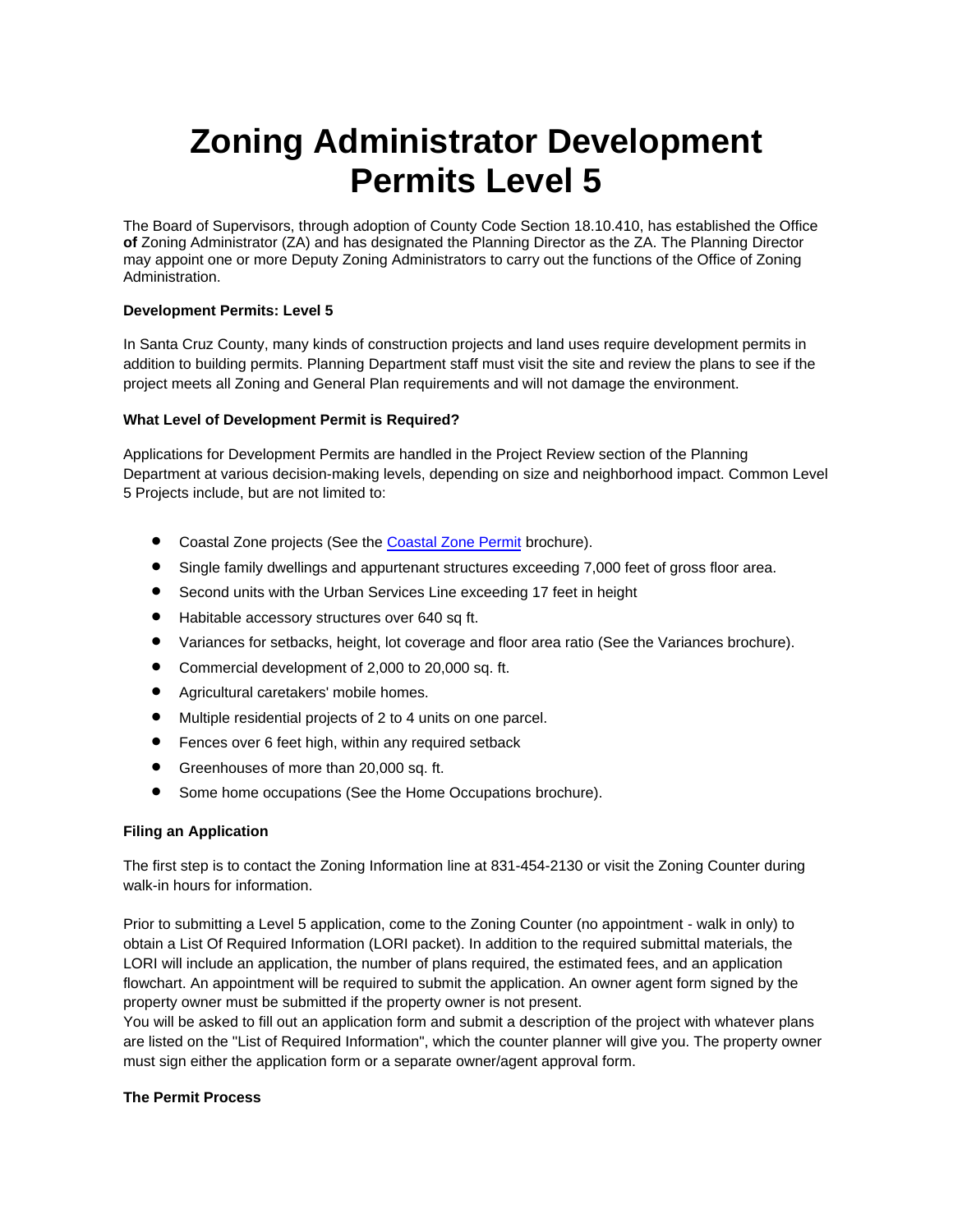# Zoning Administrator Development Permits Level 5

The Board of Supervisors, through adoption of County Code Section 18.10.410, has established the Office **of** Zoning Administrator (ZA) and has designated the Planning Director as the ZA. The Planning Director may appoint one or more Deputy Zoning Administrators to carry out the functions of the Office of Zoning Administration.

**Development Permits: Level 5**

In Santa Cruz County, many kinds of construction projects and land uses require development permits in addition to building permits. Planning Department staff must visit the site and review the plans to see if the project meets all Zoning and General Plan requirements and will not damage the environment.

**What Level of Development Permit is Required?**

Applications for Development Permits are handled in the Project Review section of the Planning Department at various decision-making levels, depending on size and neighborhood impact. Common Level 5 Projects include, but are not limited to:

- Coastal Zone projects (See the Coastal Zone Permit brochure).
- Single family dwellings and appurtenant structures exceeding 7,000 feet of gross floor area.
- Second units with the Urban Services Line exceeding 17 feet in height
- Habitable accessory structures over 640 sq ft.
- Variances for setbacks, height, lot coverage and floor area ratio (See the Variances brochure).
- Commercial development of 2,000 to 20,000 sq. ft.
- Agricultural caretakers' mobile homes.
- Multiple residential projects of 2 to 4 units on one parcel.
- Fences over 6 feet high, within any required setback
- Greenhouses of more than 20,000 sq. ft.
- Some home occupations (See the Home Occupations brochure).

**Filing an Application**

The first step is to contact the Zoning Information line at 831-454-2130 or visit the Zoning Counter during walk-in hours for information.

Prior to submitting a Level 5 application, come to the Zoning Counter (no appointment - walk in only) to obtain a List Of Required Information (LORI packet). In addition to the required submittal materials, the LORI will include an application, the number of plans required, the estimated fees, and an application flowchart. An appointment will be required to submit the application. An owner agent form signed by the property owner must be submitted if the property owner is not present.
You will be asked to fill out an application form and submit a description of the project with whatever plans are listed on the "List of Required Information", which the counter planner will give you. The property owner must sign either the application form or a separate owner/agent approval form.

**The Permit Process**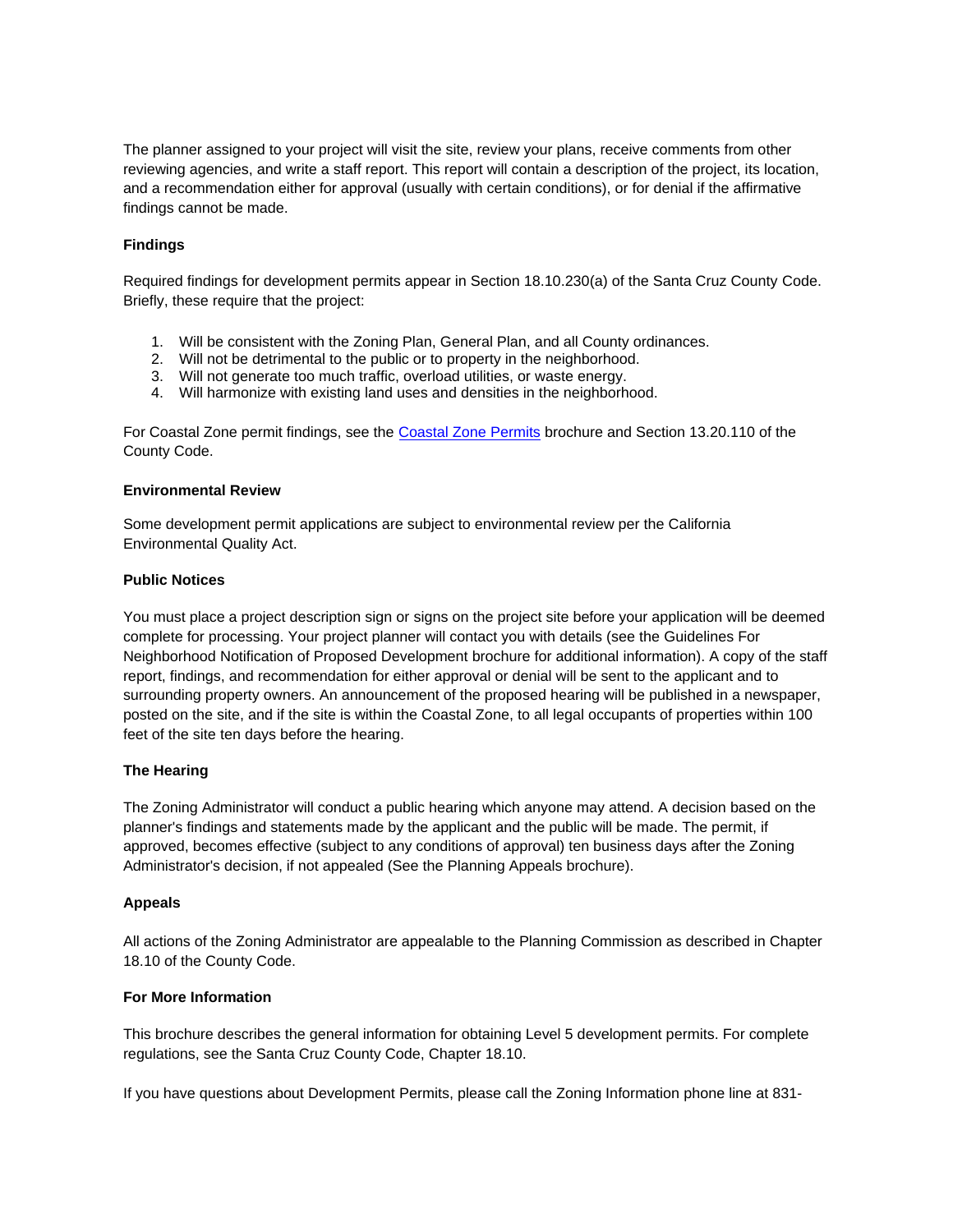The planner assigned to your project will visit the site, review your plans, receive comments from other reviewing agencies, and write a staff report. This report will contain a description of the project, its location, and a recommendation either for approval (usually with certain conditions), or for denial if the affirmative findings cannot be made.

**Findings**

Required findings for development permits appear in Section 18.10.230(a) of the Santa Cruz County Code. Briefly, these require that the project:

1. Will be consistent with the Zoning Plan, General Plan, and all County ordinances.
2. Will not be detrimental to the public or to property in the neighborhood.
3. Will not generate too much traffic, overload utilities, or waste energy.
4. Will harmonize with existing land uses and densities in the neighborhood.

For Coastal Zone permit findings, see the [Coastal Zone Permits]() brochure and Section 13.20.110 of the County Code.

**Environmental Review**

Some development permit applications are subject to environmental review per the California Environmental Quality Act.

**Public Notices**

You must place a project description sign or signs on the project site before your application will be deemed complete for processing. Your project planner will contact you with details (see the Guidelines For Neighborhood Notification of Proposed Development brochure for additional information). A copy of the staff report, findings, and recommendation for either approval or denial will be sent to the applicant and to surrounding property owners. An announcement of the proposed hearing will be published in a newspaper, posted on the site, and if the site is within the Coastal Zone, to all legal occupants of properties within 100 feet of the site ten days before the hearing.

**The Hearing**

The Zoning Administrator will conduct a public hearing which anyone may attend. A decision based on the planner's findings and statements made by the applicant and the public will be made. The permit, if approved, becomes effective (subject to any conditions of approval) ten business days after the Zoning Administrator's decision, if not appealed (See the Planning Appeals brochure).

**Appeals**

All actions of the Zoning Administrator are appealable to the Planning Commission as described in Chapter 18.10 of the County Code.

**For More Information**

This brochure describes the general information for obtaining Level 5 development permits. For complete regulations, see the Santa Cruz County Code, Chapter 18.10.

If you have questions about Development Permits, please call the Zoning Information phone line at 831-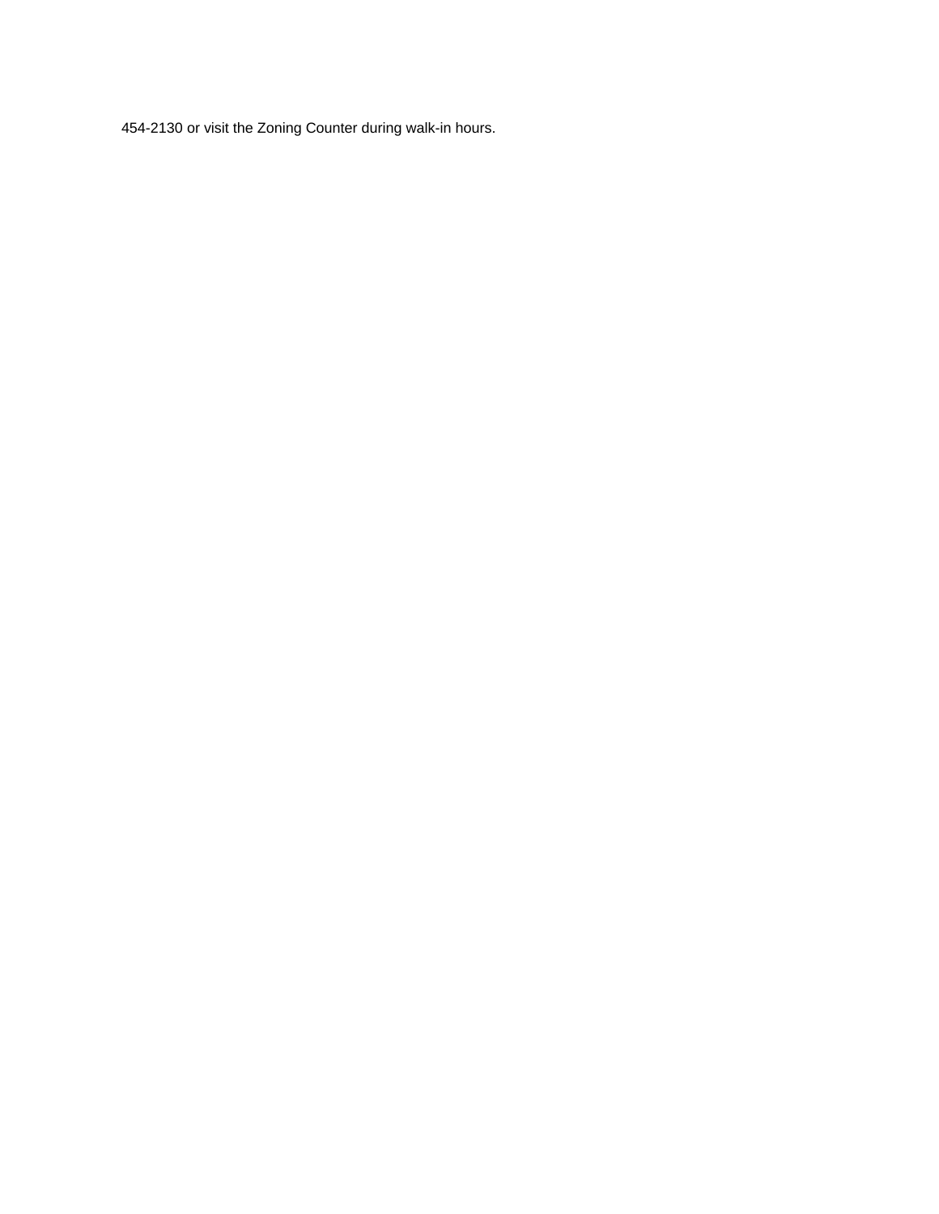454-2130 or visit the Zoning Counter during walk-in hours.